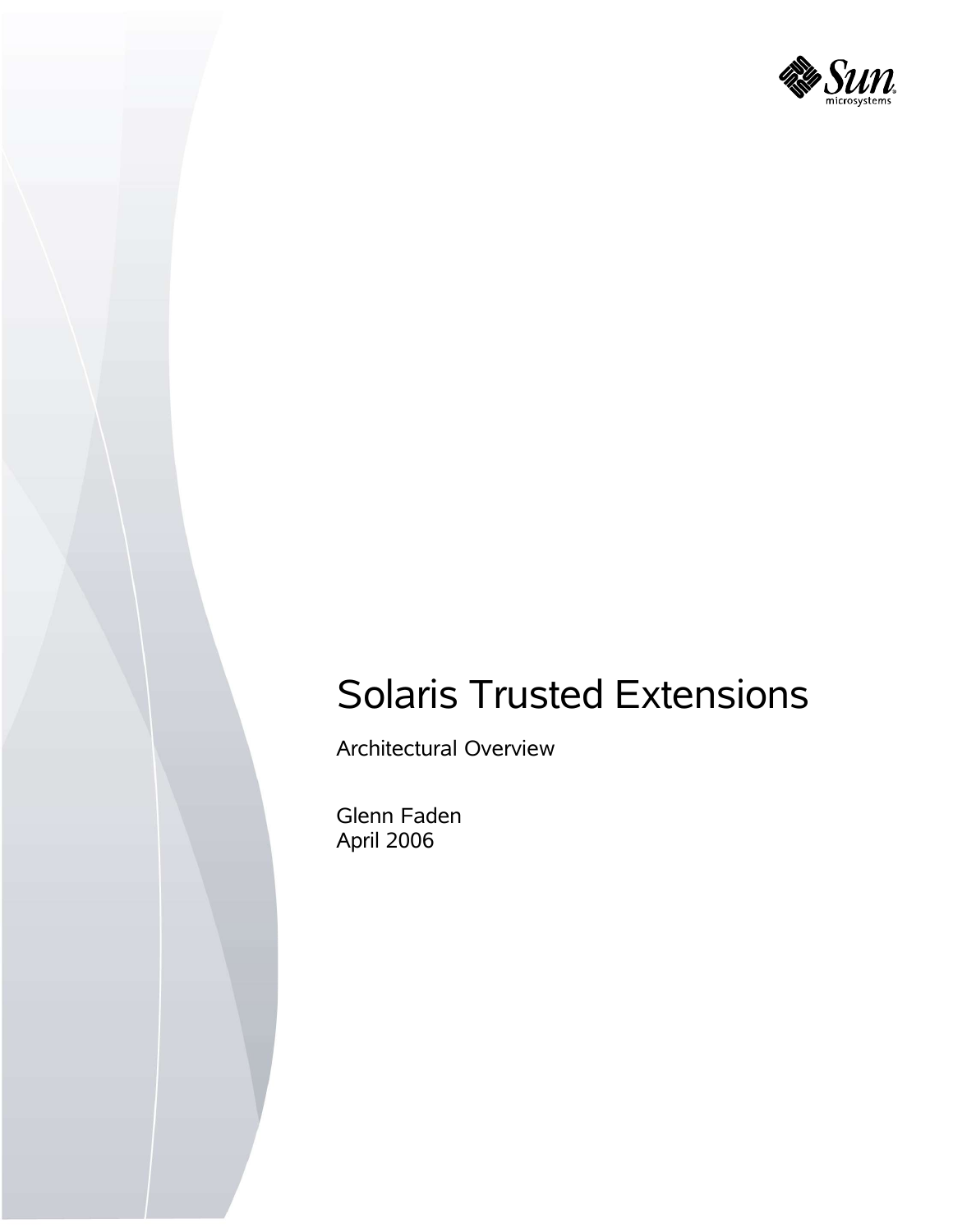# Solaris Trusted Extensions

Architectural Overview

Glenn Faden
April 2006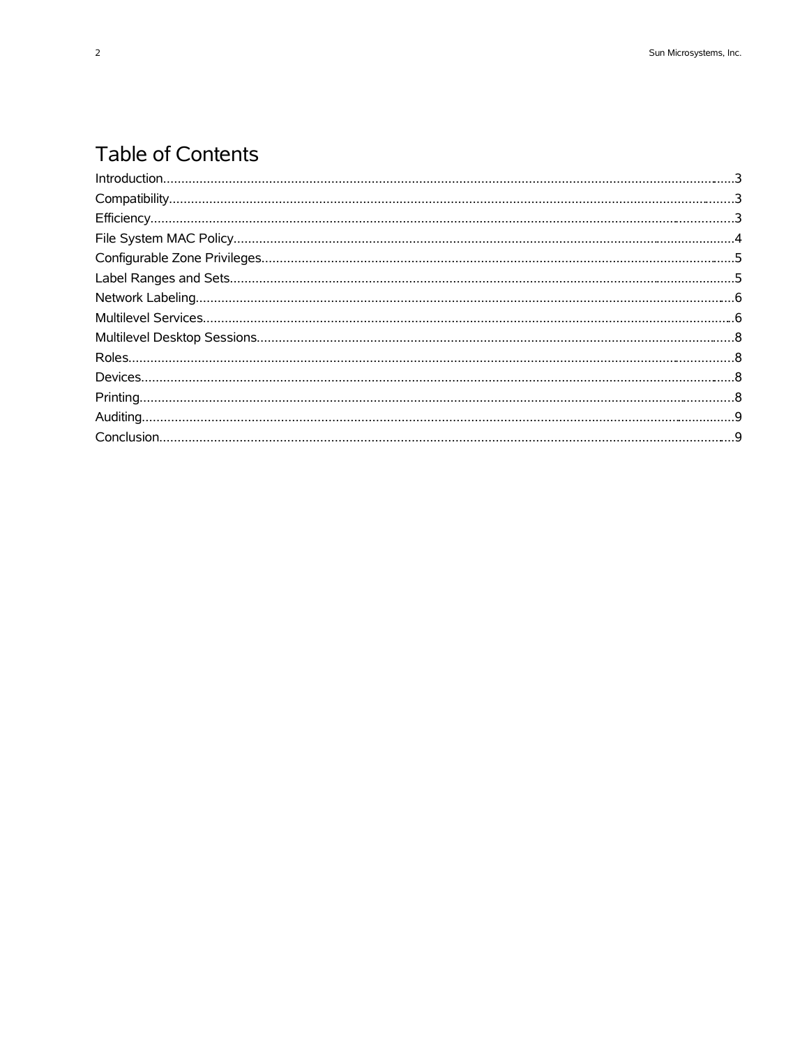# Table of Contents

| | |
|---|---|
| Introduction | 3 |
| Compatibility | 3 |
| Efficiency | 3 |
| File System MAC Policy | 4 |
| Configurable Zone Privileges | 5 |
| Label Ranges and Sets | 5 |
| Network Labeling | 6 |
| Multilevel Services | 6 |
| Multilevel Desktop Sessions | 8 |
| Roles | 8 |
| Devices | 8 |
| Printing | 8 |
| Auditing | 9 |
| Conclusion | 9 |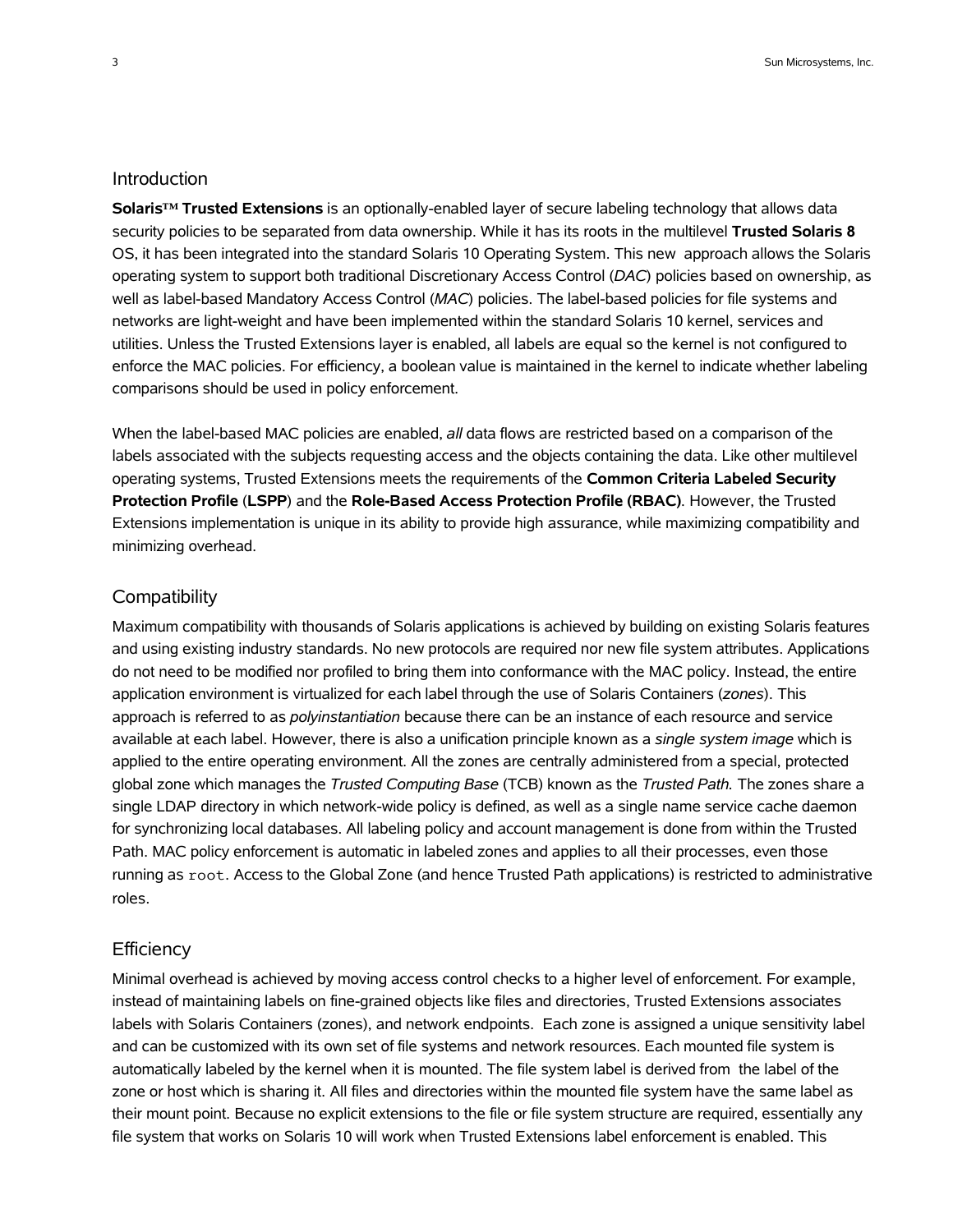## Introduction

**Solaris™ Trusted Extensions** is an optionally-enabled layer of secure labeling technology that allows data security policies to be separated from data ownership. While it has its roots in the multilevel **Trusted Solaris 8** OS, it has been integrated into the standard Solaris 10 Operating System. This new approach allows the Solaris operating system to support both traditional Discretionary Access Control (*DAC*) policies based on ownership, as well as label-based Mandatory Access Control (*MAC*) policies. The label-based policies for file systems and networks are light-weight and have been implemented within the standard Solaris 10 kernel, services and utilities. Unless the Trusted Extensions layer is enabled, all labels are equal so the kernel is not configured to enforce the MAC policies. For efficiency, a boolean value is maintained in the kernel to indicate whether labeling comparisons should be used in policy enforcement.

When the label-based MAC policies are enabled, *all* data flows are restricted based on a comparison of the labels associated with the subjects requesting access and the objects containing the data. Like other multilevel operating systems, Trusted Extensions meets the requirements of the **Common Criteria Labeled Security Protection Profile** (**LSPP**) and the **Role-Based Access Protection Profile (RBAC)**. However, the Trusted Extensions implementation is unique in its ability to provide high assurance, while maximizing compatibility and minimizing overhead.

## Compatibility

Maximum compatibility with thousands of Solaris applications is achieved by building on existing Solaris features and using existing industry standards. No new protocols are required nor new file system attributes. Applications do not need to be modified nor profiled to bring them into conformance with the MAC policy. Instead, the entire application environment is virtualized for each label through the use of Solaris Containers (*zones*). This approach is referred to as *polyinstantiation* because there can be an instance of each resource and service available at each label. However, there is also a unification principle known as a *single system image* which is applied to the entire operating environment. All the zones are centrally administered from a special, protected global zone which manages the *Trusted Computing Base* (TCB) known as the *Trusted Path*. The zones share a single LDAP directory in which network-wide policy is defined, as well as a single name service cache daemon for synchronizing local databases. All labeling policy and account management is done from within the Trusted Path. MAC policy enforcement is automatic in labeled zones and applies to all their processes, even those running as `root`. Access to the Global Zone (and hence Trusted Path applications) is restricted to administrative roles.

## Efficiency

Minimal overhead is achieved by moving access control checks to a higher level of enforcement. For example, instead of maintaining labels on fine-grained objects like files and directories, Trusted Extensions associates labels with Solaris Containers (zones), and network endpoints. Each zone is assigned a unique sensitivity label and can be customized with its own set of file systems and network resources. Each mounted file system is automatically labeled by the kernel when it is mounted. The file system label is derived from the label of the zone or host which is sharing it. All files and directories within the mounted file system have the same label as their mount point. Because no explicit extensions to the file or file system structure are required, essentially any file system that works on Solaris 10 will work when Trusted Extensions label enforcement is enabled. This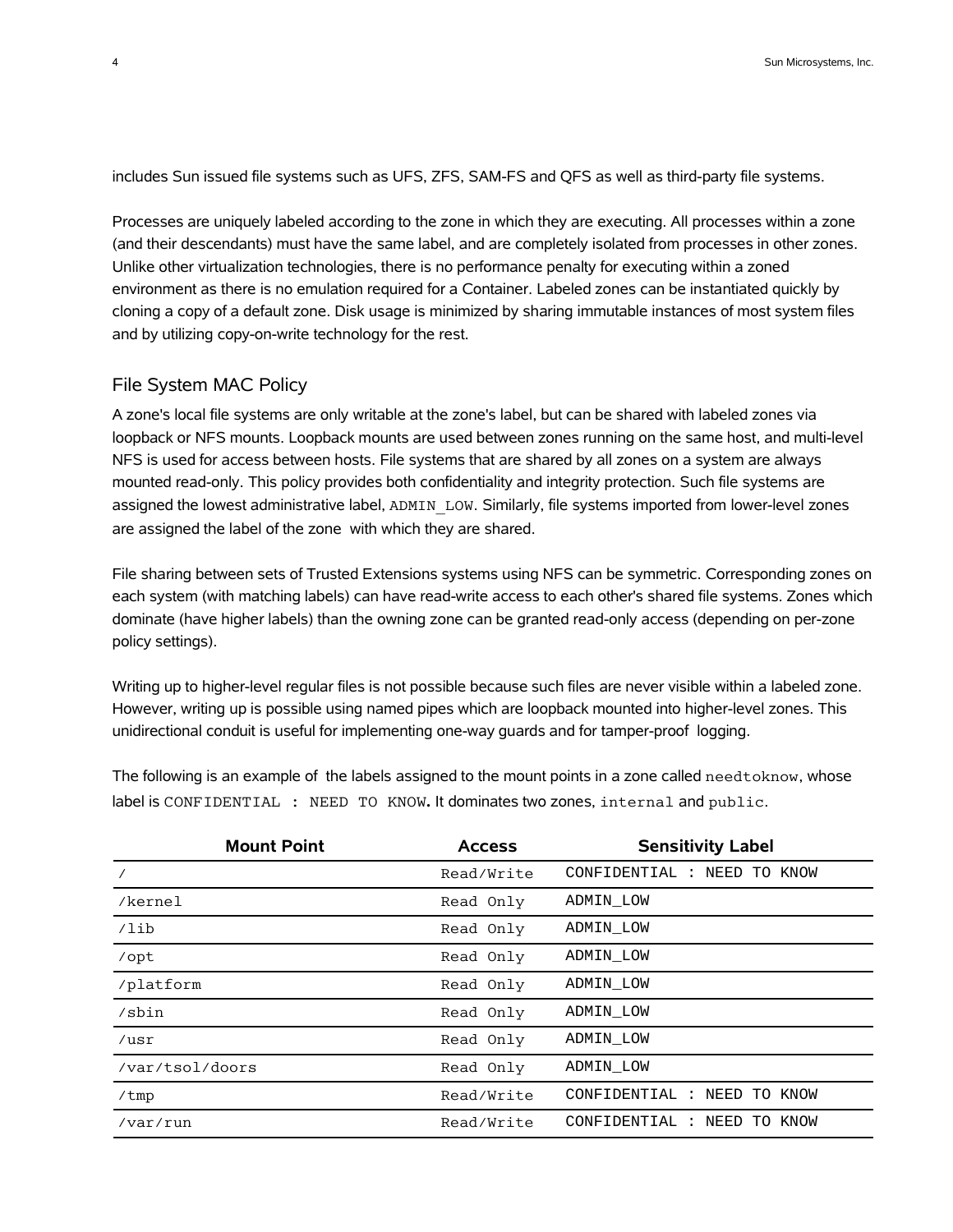includes Sun issued file systems such as UFS, ZFS, SAM-FS and QFS as well as third-party file systems.

Processes are uniquely labeled according to the zone in which they are executing. All processes within a zone (and their descendants) must have the same label, and are completely isolated from processes in other zones. Unlike other virtualization technologies, there is no performance penalty for executing within a zoned environment as there is no emulation required for a Container. Labeled zones can be instantiated quickly by cloning a copy of a default zone. Disk usage is minimized by sharing immutable instances of most system files and by utilizing copy-on-write technology for the rest.

## File System MAC Policy

A zone's local file systems are only writable at the zone's label, but can be shared with labeled zones via loopback or NFS mounts. Loopback mounts are used between zones running on the same host, and multi-level NFS is used for access between hosts. File systems that are shared by all zones on a system are always mounted read-only. This policy provides both confidentiality and integrity protection. Such file systems are assigned the lowest administrative label, `ADMIN_LOW`. Similarly, file systems imported from lower-level zones are assigned the label of the zone with which they are shared.

File sharing between sets of Trusted Extensions systems using NFS can be symmetric. Corresponding zones on each system (with matching labels) can have read-write access to each other's shared file systems. Zones which dominate (have higher labels) than the owning zone can be granted read-only access (depending on per-zone policy settings).

Writing up to higher-level regular files is not possible because such files are never visible within a labeled zone. However, writing up is possible using named pipes which are loopback mounted into higher-level zones. This unidirectional conduit is useful for implementing one-way guards and for tamper-proof logging.

The following is an example of the labels assigned to the mount points in a zone called `needtoknow`, whose label is `CONFIDENTIAL : NEED TO KNOW`. It dominates two zones, `internal` and `public`.

| Mount Point | Access | Sensitivity Label |
|---|---|---|
| / | Read/Write | CONFIDENTIAL : NEED TO KNOW |
| /kernel | Read Only | ADMIN_LOW |
| /lib | Read Only | ADMIN_LOW |
| /opt | Read Only | ADMIN_LOW |
| /platform | Read Only | ADMIN_LOW |
| /sbin | Read Only | ADMIN_LOW |
| /usr | Read Only | ADMIN_LOW |
| /var/tsol/doors | Read Only | ADMIN_LOW |
| /tmp | Read/Write | CONFIDENTIAL : NEED TO KNOW |
| /var/run | Read/Write | CONFIDENTIAL : NEED TO KNOW |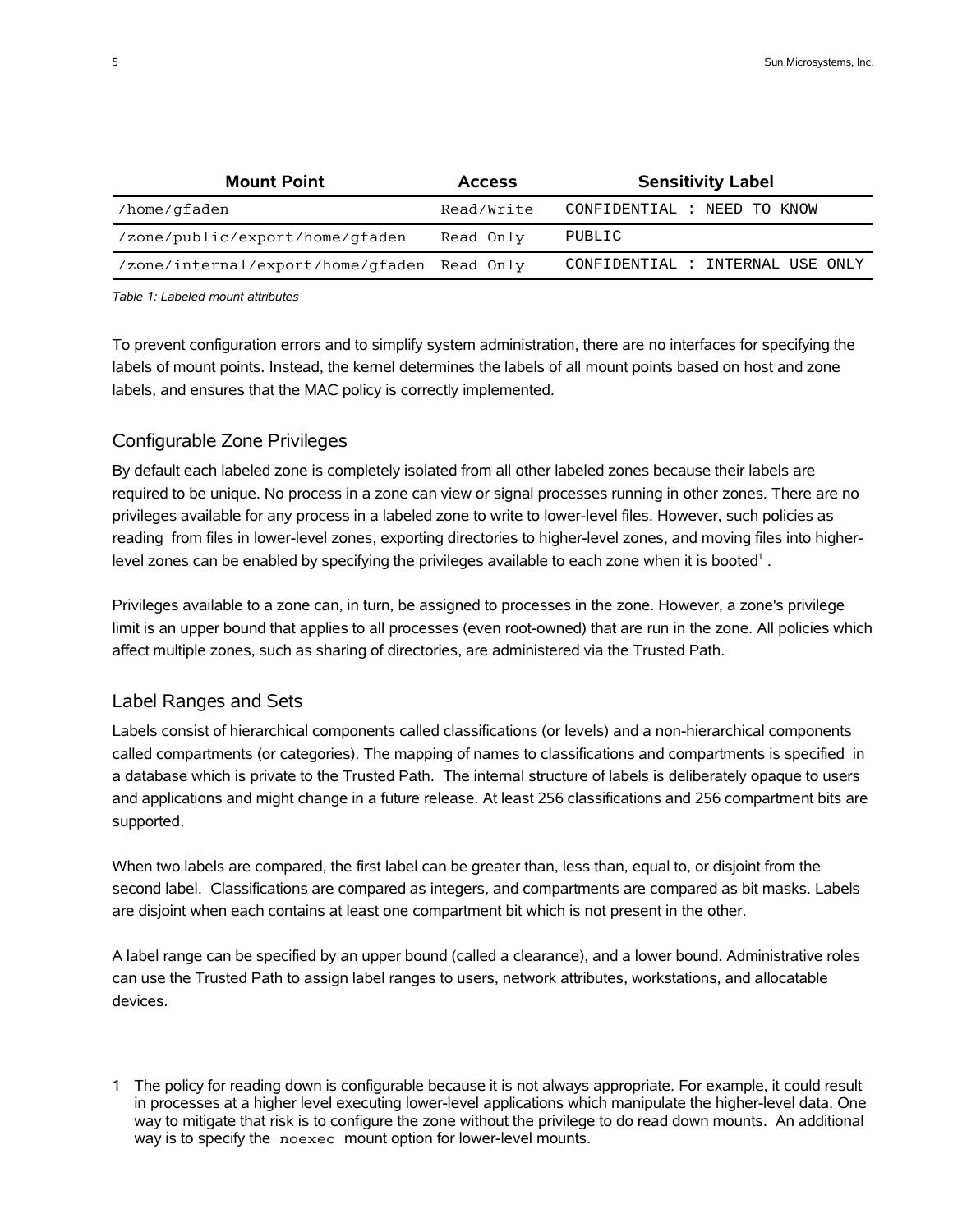| Mount Point | Access | Sensitivity Label |
| --- | --- | --- |
| /home/gfaden | Read/Write | CONFIDENTIAL : NEED TO KNOW |
| /zone/public/export/home/gfaden | Read Only | PUBLIC |
| /zone/internal/export/home/gfaden | Read Only | CONFIDENTIAL : INTERNAL USE ONLY |

*Table 1: Labeled mount attributes*

To prevent configuration errors and to simplify system administration, there are no interfaces for specifying the labels of mount points. Instead, the kernel determines the labels of all mount points based on host and zone labels, and ensures that the MAC policy is correctly implemented.

## Configurable Zone Privileges

By default each labeled zone is completely isolated from all other labeled zones because their labels are required to be unique. No process in a zone can view or signal processes running in other zones. There are no privileges available for any process in a labeled zone to write to lower-level files. However, such policies as reading from files in lower-level zones, exporting directories to higher-level zones, and moving files into higher-level zones can be enabled by specifying the privileges available to each zone when it is booted[1] .

Privileges available to a zone can, in turn, be assigned to processes in the zone. However, a zone's privilege limit is an upper bound that applies to all processes (even root-owned) that are run in the zone. All policies which affect multiple zones, such as sharing of directories, are administered via the Trusted Path.

## Label Ranges and Sets

Labels consist of hierarchical components called classifications (or levels) and a non-hierarchical components called compartments (or categories). The mapping of names to classifications and compartments is specified in a database which is private to the Trusted Path. The internal structure of labels is deliberately opaque to users and applications and might change in a future release. At least 256 classifications and 256 compartment bits are supported.

When two labels are compared, the first label can be greater than, less than, equal to, or disjoint from the second label. Classifications are compared as integers, and compartments are compared as bit masks. Labels are disjoint when each contains at least one compartment bit which is not present in the other.

A label range can be specified by an upper bound (called a clearance), and a lower bound. Administrative roles can use the Trusted Path to assign label ranges to users, network attributes, workstations, and allocatable devices.

1 The policy for reading down is configurable because it is not always appropriate. For example, it could result in processes at a higher level executing lower-level applications which manipulate the higher-level data. One way to mitigate that risk is to configure the zone without the privilege to do read down mounts. An additional way is to specify the `noexec` mount option for lower-level mounts.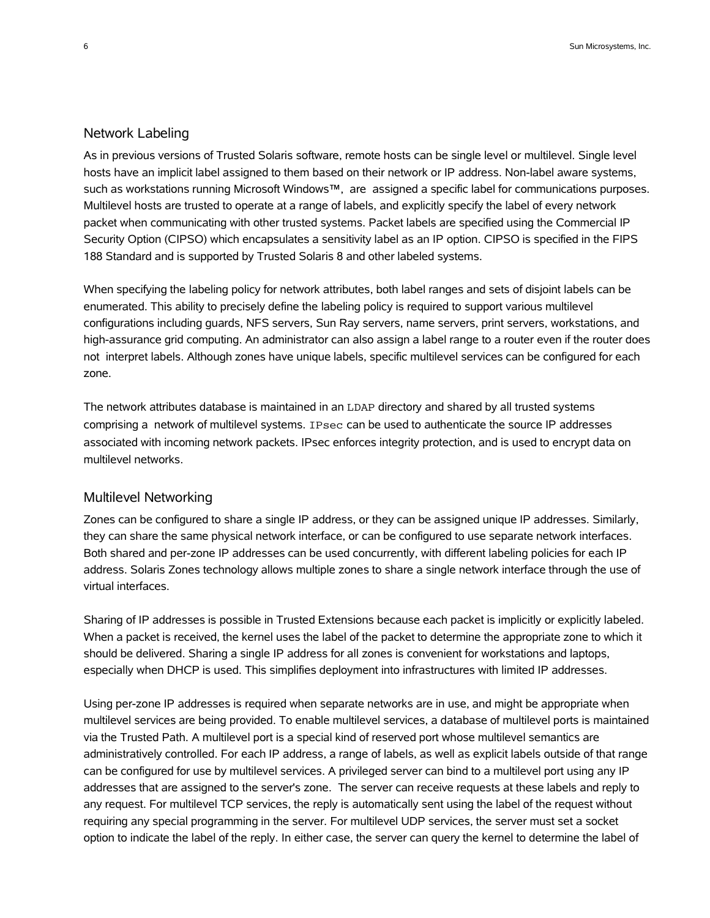## Network Labeling

As in previous versions of Trusted Solaris software, remote hosts can be single level or multilevel. Single level hosts have an implicit label assigned to them based on their network or IP address. Non-label aware systems, such as workstations running Microsoft Windows™, are assigned a specific label for communications purposes. Multilevel hosts are trusted to operate at a range of labels, and explicitly specify the label of every network packet when communicating with other trusted systems. Packet labels are specified using the Commercial IP Security Option (CIPSO) which encapsulates a sensitivity label as an IP option. CIPSO is specified in the FIPS 188 Standard and is supported by Trusted Solaris 8 and other labeled systems.

When specifying the labeling policy for network attributes, both label ranges and sets of disjoint labels can be enumerated. This ability to precisely define the labeling policy is required to support various multilevel configurations including guards, NFS servers, Sun Ray servers, name servers, print servers, workstations, and high-assurance grid computing. An administrator can also assign a label range to a router even if the router does not interpret labels. Although zones have unique labels, specific multilevel services can be configured for each zone.

The network attributes database is maintained in an `LDAP` directory and shared by all trusted systems comprising a network of multilevel systems. `IPsec` can be used to authenticate the source IP addresses associated with incoming network packets. IPsec enforces integrity protection, and is used to encrypt data on multilevel networks.

## Multilevel Networking

Zones can be configured to share a single IP address, or they can be assigned unique IP addresses. Similarly, they can share the same physical network interface, or can be configured to use separate network interfaces. Both shared and per-zone IP addresses can be used concurrently, with different labeling policies for each IP address. Solaris Zones technology allows multiple zones to share a single network interface through the use of virtual interfaces.

Sharing of IP addresses is possible in Trusted Extensions because each packet is implicitly or explicitly labeled. When a packet is received, the kernel uses the label of the packet to determine the appropriate zone to which it should be delivered. Sharing a single IP address for all zones is convenient for workstations and laptops, especially when DHCP is used. This simplifies deployment into infrastructures with limited IP addresses.

Using per-zone IP addresses is required when separate networks are in use, and might be appropriate when multilevel services are being provided. To enable multilevel services, a database of multilevel ports is maintained via the Trusted Path. A multilevel port is a special kind of reserved port whose multilevel semantics are administratively controlled. For each IP address, a range of labels, as well as explicit labels outside of that range can be configured for use by multilevel services. A privileged server can bind to a multilevel port using any IP addresses that are assigned to the server's zone. The server can receive requests at these labels and reply to any request. For multilevel TCP services, the reply is automatically sent using the label of the request without requiring any special programming in the server. For multilevel UDP services, the server must set a socket option to indicate the label of the reply. In either case, the server can query the kernel to determine the label of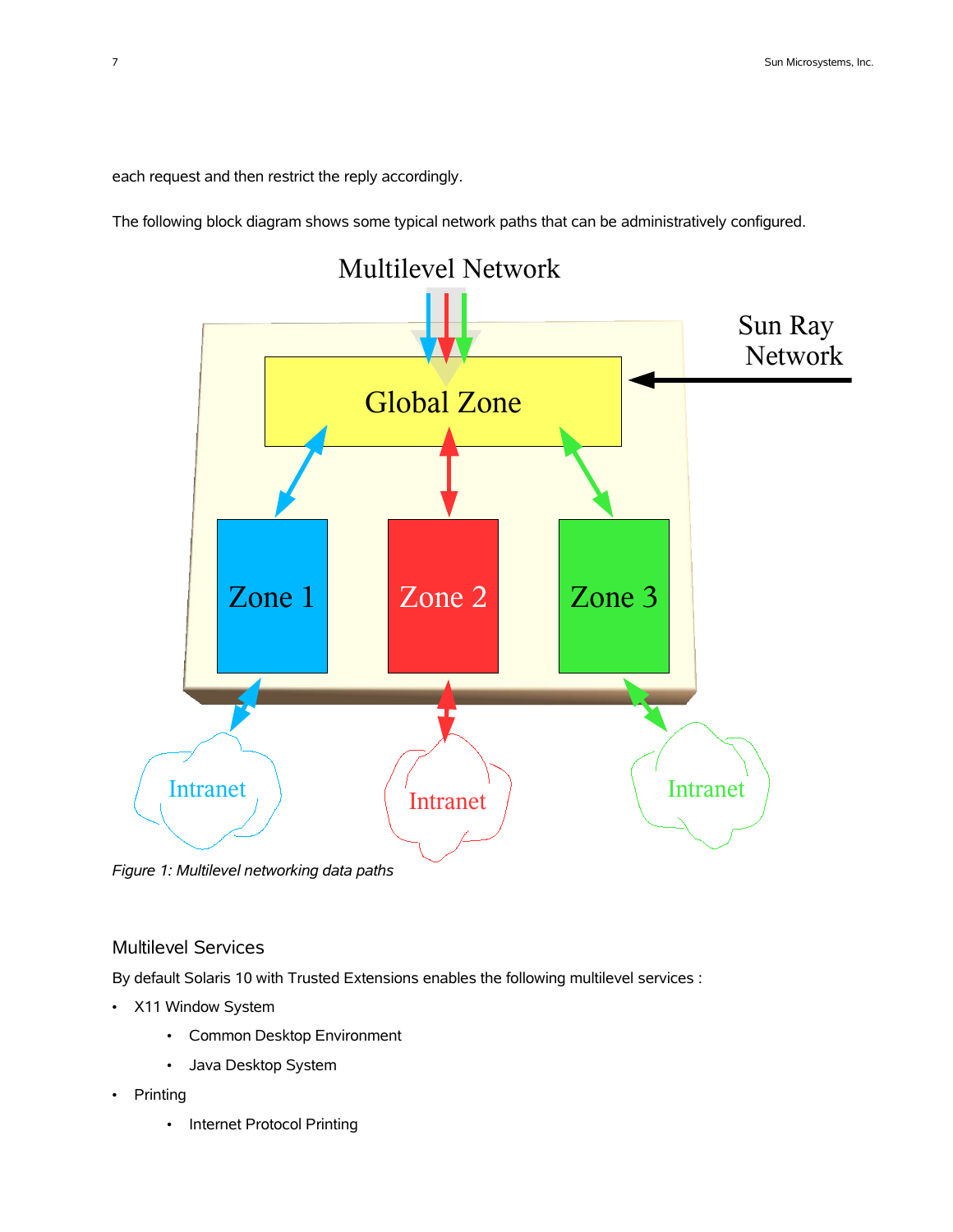each request and then restrict the reply accordingly.

The following block diagram shows some typical network paths that can be administratively configured.

*Figure 1: Multilevel networking data paths*

## Multilevel Services

By default Solaris 10 with Trusted Extensions enables the following multilevel services :

- X11 Window System
  - Common Desktop Environment
  - Java Desktop System
- Printing
  - Internet Protocol Printing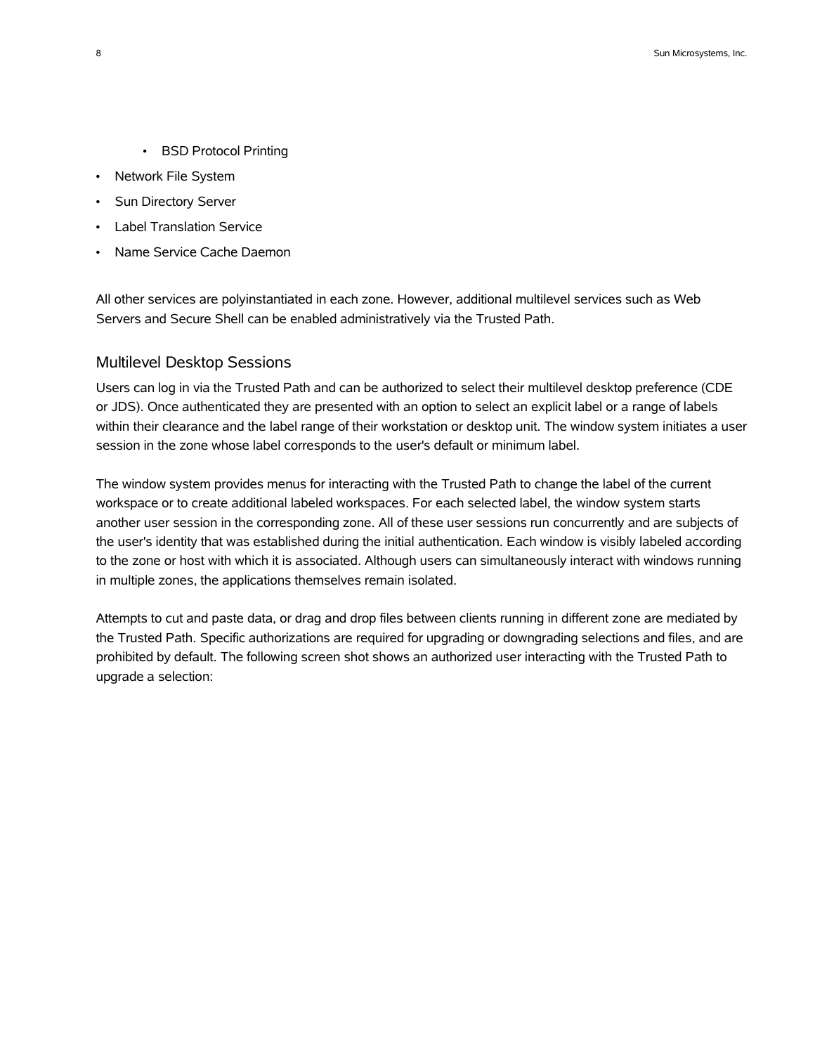- BSD Protocol Printing
- Network File System
- Sun Directory Server
- Label Translation Service
- Name Service Cache Daemon

All other services are polyinstantiated in each zone. However, additional multilevel services such as Web Servers and Secure Shell can be enabled administratively via the Trusted Path.

## Multilevel Desktop Sessions

Users can log in via the Trusted Path and can be authorized to select their multilevel desktop preference (CDE or JDS). Once authenticated they are presented with an option to select an explicit label or a range of labels within their clearance and the label range of their workstation or desktop unit. The window system initiates a user session in the zone whose label corresponds to the user's default or minimum label.

The window system provides menus for interacting with the Trusted Path to change the label of the current workspace or to create additional labeled workspaces. For each selected label, the window system starts another user session in the corresponding zone. All of these user sessions run concurrently and are subjects of the user's identity that was established during the initial authentication. Each window is visibly labeled according to the zone or host with which it is associated. Although users can simultaneously interact with windows running in multiple zones, the applications themselves remain isolated.

Attempts to cut and paste data, or drag and drop files between clients running in different zone are mediated by the Trusted Path. Specific authorizations are required for upgrading or downgrading selections and files, and are prohibited by default. The following screen shot shows an authorized user interacting with the Trusted Path to upgrade a selection: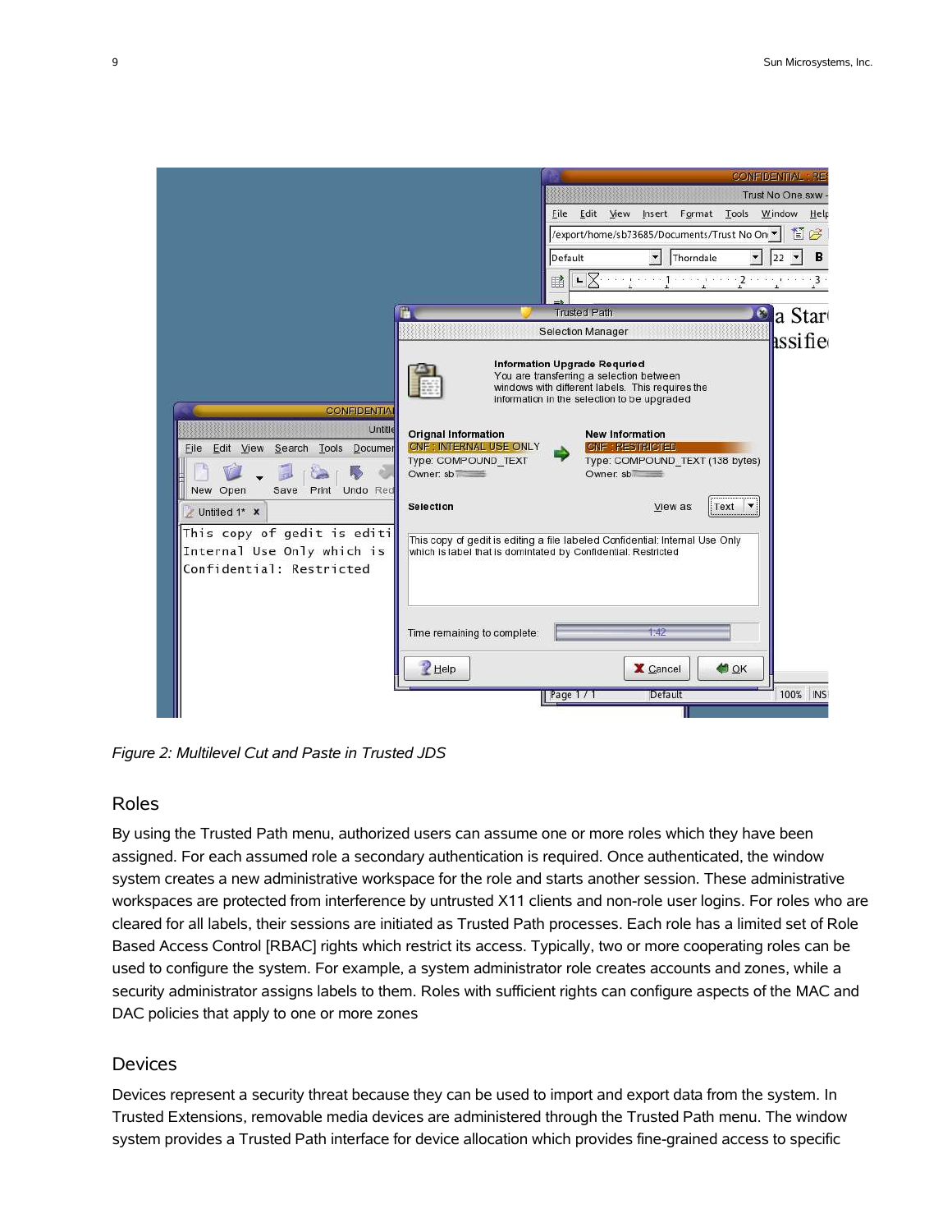*Figure 2: Multilevel Cut and Paste in Trusted JDS*

## Roles

By using the Trusted Path menu, authorized users can assume one or more roles which they have been assigned. For each assumed role a secondary authentication is required. Once authenticated, the window system creates a new administrative workspace for the role and starts another session. These administrative workspaces are protected from interference by untrusted X11 clients and non-role user logins. For roles who are cleared for all labels, their sessions are initiated as Trusted Path processes. Each role has a limited set of Role Based Access Control [RBAC] rights which restrict its access. Typically, two or more cooperating roles can be used to configure the system. For example, a system administrator role creates accounts and zones, while a security administrator assigns labels to them. Roles with sufficient rights can configure aspects of the MAC and DAC policies that apply to one or more zones

## Devices

Devices represent a security threat because they can be used to import and export data from the system. In Trusted Extensions, removable media devices are administered through the Trusted Path menu. The window system provides a Trusted Path interface for device allocation which provides fine-grained access to specific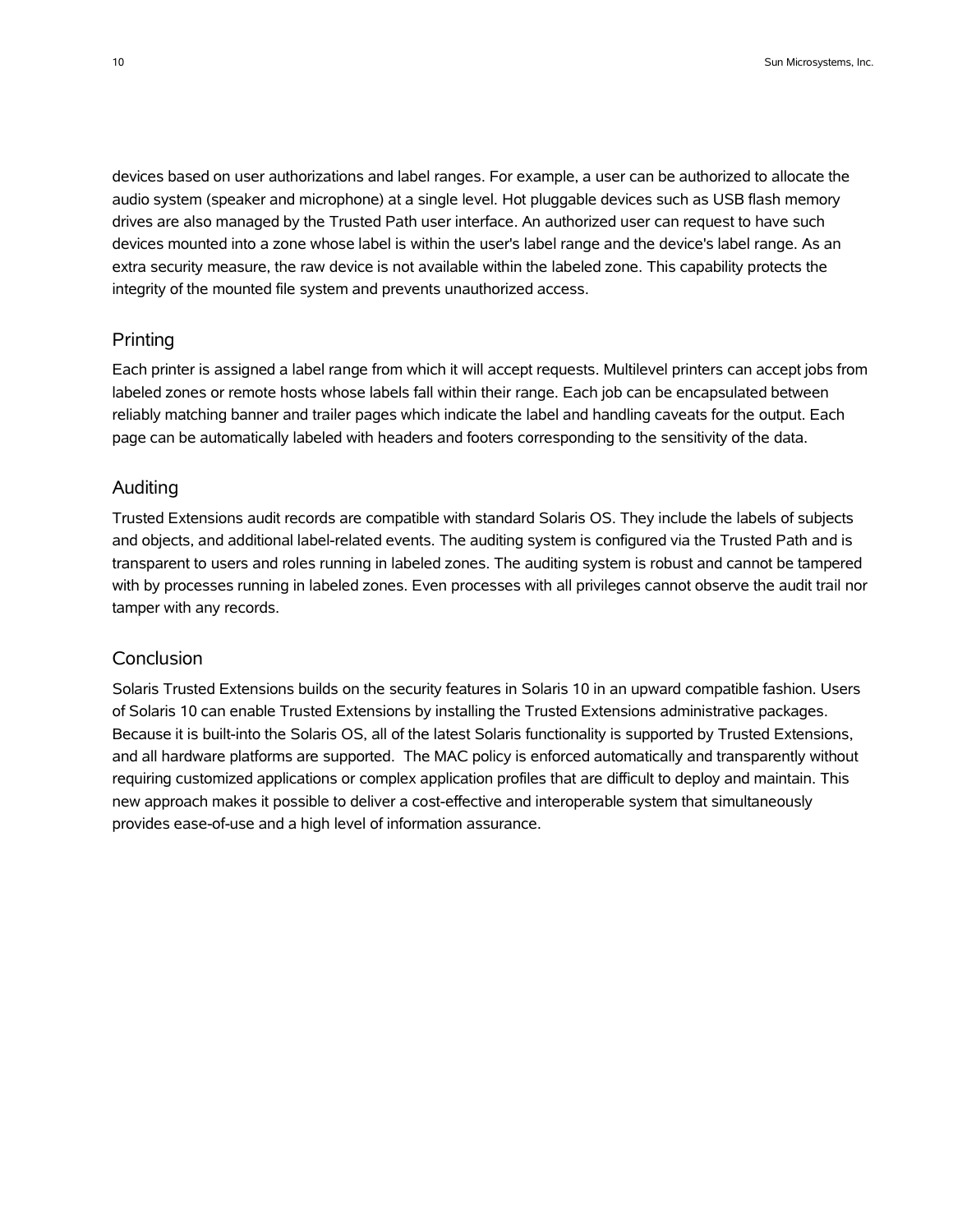devices based on user authorizations and label ranges. For example, a user can be authorized to allocate the audio system (speaker and microphone) at a single level. Hot pluggable devices such as USB flash memory drives are also managed by the Trusted Path user interface. An authorized user can request to have such devices mounted into a zone whose label is within the user's label range and the device's label range. As an extra security measure, the raw device is not available within the labeled zone. This capability protects the integrity of the mounted file system and prevents unauthorized access.

## Printing

Each printer is assigned a label range from which it will accept requests. Multilevel printers can accept jobs from labeled zones or remote hosts whose labels fall within their range. Each job can be encapsulated between reliably matching banner and trailer pages which indicate the label and handling caveats for the output. Each page can be automatically labeled with headers and footers corresponding to the sensitivity of the data.

## Auditing

Trusted Extensions audit records are compatible with standard Solaris OS. They include the labels of subjects and objects, and additional label-related events. The auditing system is configured via the Trusted Path and is transparent to users and roles running in labeled zones. The auditing system is robust and cannot be tampered with by processes running in labeled zones. Even processes with all privileges cannot observe the audit trail nor tamper with any records.

## Conclusion

Solaris Trusted Extensions builds on the security features in Solaris 10 in an upward compatible fashion. Users of Solaris 10 can enable Trusted Extensions by installing the Trusted Extensions administrative packages. Because it is built-into the Solaris OS, all of the latest Solaris functionality is supported by Trusted Extensions, and all hardware platforms are supported. The MAC policy is enforced automatically and transparently without requiring customized applications or complex application profiles that are difficult to deploy and maintain. This new approach makes it possible to deliver a cost-effective and interoperable system that simultaneously provides ease-of-use and a high level of information assurance.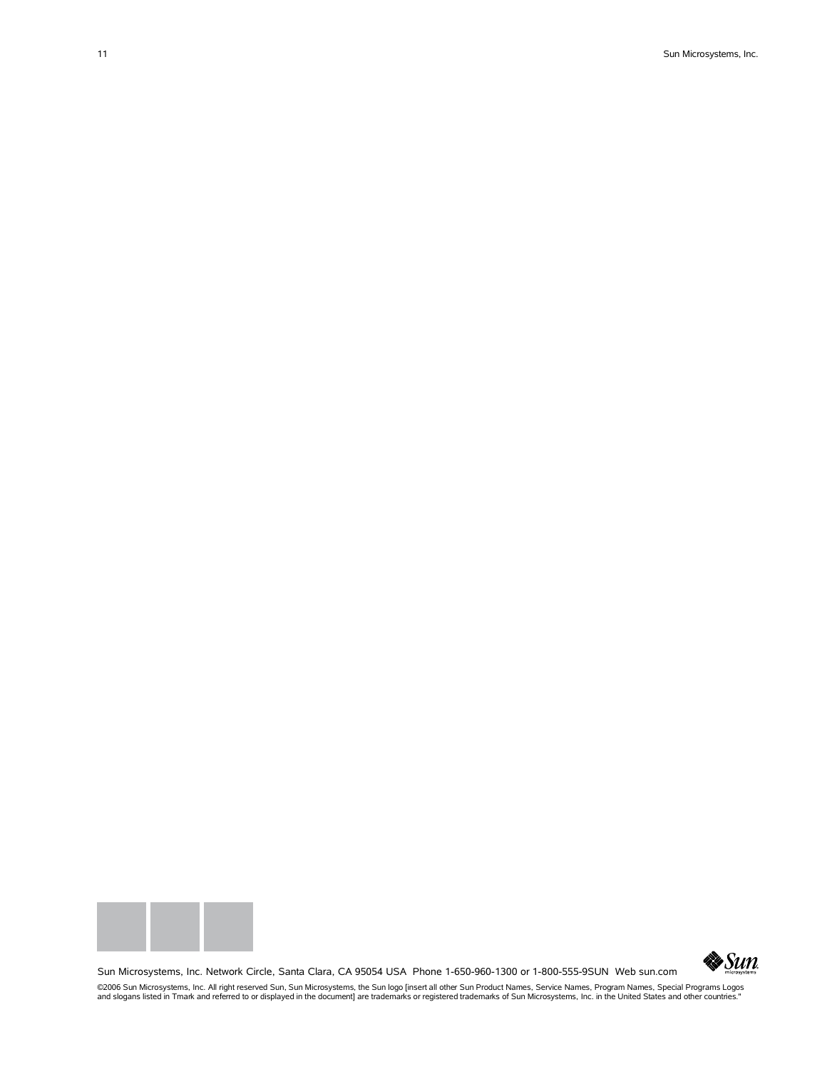Sun Microsystems, Inc. Network Circle, Santa Clara, CA 95054 USA Phone 1-650-960-1300 or 1-800-555-9SUN Web sun.com

©2006 Sun Microsystems, Inc. All right reserved Sun, Sun Microsystems, the Sun logo [insert all other Sun Product Names, Service Names, Program Names, Special Programs Logos and slogans listed in Tmark and referred to or displayed in the document] are trademarks or registered trademarks of Sun Microsystems, Inc. in the United States and other countries."